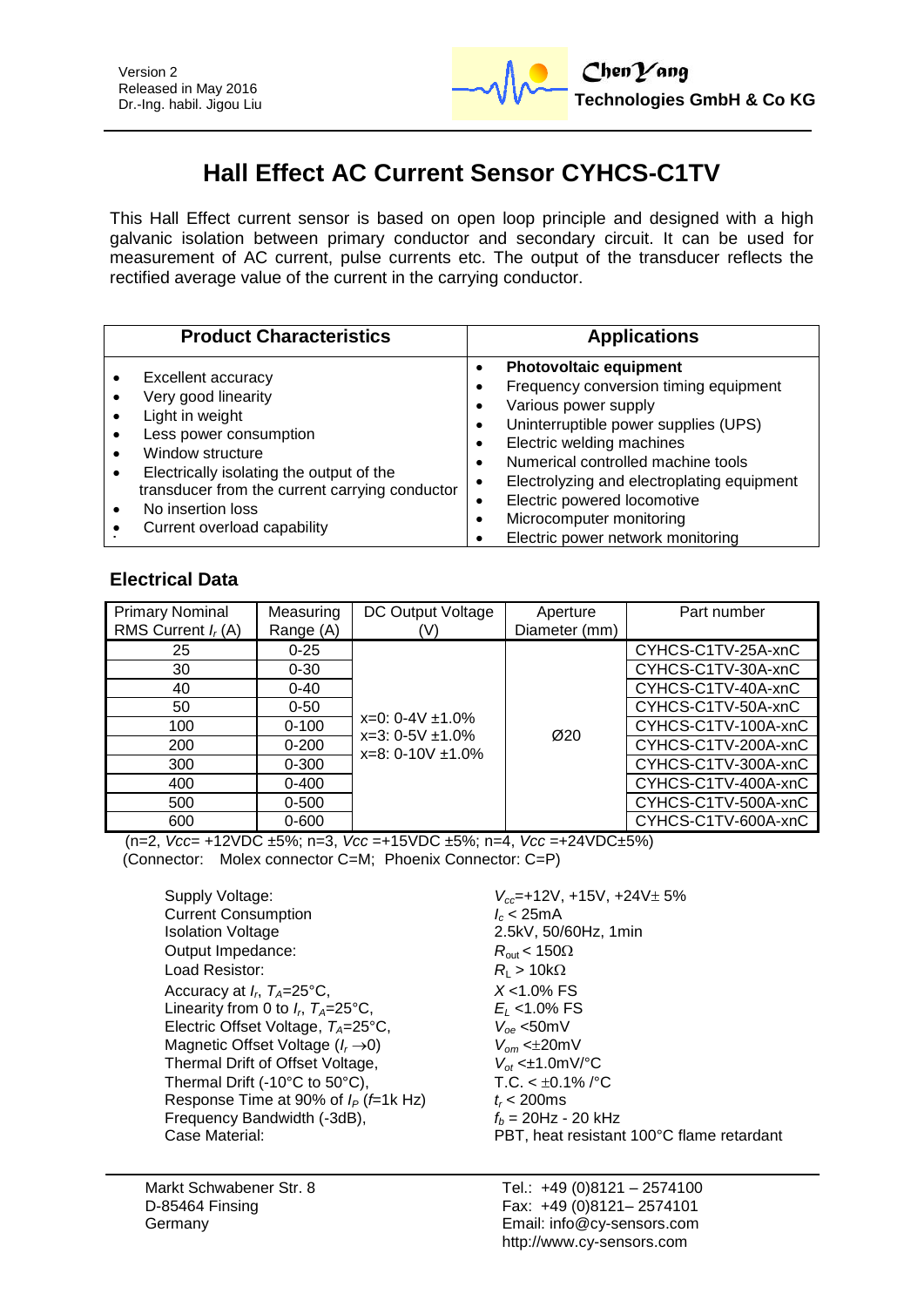Version 2
Released in May 2016
Dr.-Ing. habil. Jigou Liu

**ChenYang Technologies GmbH & Co KG**

# Hall Effect AC Current Sensor CYHCS-C1TV

This Hall Effect current sensor is based on open loop principle and designed with a high galvanic isolation between primary conductor and secondary circuit. It can be used for measurement of AC current, pulse currents etc. The output of the transducer reflects the rectified average value of the current in the carrying conductor.

| Product Characteristics | Applications |
|---|---|
| • Excellent accuracy<br>• Very good linearity<br>• Light in weight<br>• Less power consumption<br>• Window structure<br>• Electrically isolating the output of the transducer from the current carrying conductor<br>• No insertion loss<br>• Current overload capability | • **Photovoltaic equipment**<br>• Frequency conversion timing equipment<br>• Various power supply<br>• Uninterruptible power supplies (UPS)<br>• Electric welding machines<br>• Numerical controlled machine tools<br>• Electrolyzing and electroplating equipment<br>• Electric powered locomotive<br>• Microcomputer monitoring<br>• Electric power network monitoring |

## Electrical Data

| Primary Nominal RMS Current $I_r$ (A) | Measuring Range (A) | DC Output Voltage (V) | Aperture Diameter (mm) | Part number |
|---|---|---|---|---|
| 25 | 0-25 | x=0: 0-4V ±1.0%<br>x=3: 0-5V ±1.0%<br>x=8: 0-10V ±1.0% | Ø20 | CYHCS-C1TV-25A-xnC |
| 30 | 0-30 | | | CYHCS-C1TV-30A-xnC |
| 40 | 0-40 | | | CYHCS-C1TV-40A-xnC |
| 50 | 0-50 | | | CYHCS-C1TV-50A-xnC |
| 100 | 0-100 | | | CYHCS-C1TV-100A-xnC |
| 200 | 0-200 | | | CYHCS-C1TV-200A-xnC |
| 300 | 0-300 | | | CYHCS-C1TV-300A-xnC |
| 400 | 0-400 | | | CYHCS-C1TV-400A-xnC |
| 500 | 0-500 | | | CYHCS-C1TV-500A-xnC |
| 600 | 0-600 | | | CYHCS-C1TV-600A-xnC |

(n=2, *Vcc*= +12VDC ±5%; n=3, *Vcc* =+15VDC ±5%; n=4, *Vcc* =+24VDC±5%)
(Connector: Molex connector C=M; Phoenix Connector: C=P)

| | |
|---|---|
| Supply Voltage: | $V_{cc}$=+12V, +15V, +24V± 5% |
| Current Consumption | $I_c$ < 25mA |
| Isolation Voltage | 2.5kV, 50/60Hz, 1min |
| Output Impedance: | $R_{out}$ < 150Ω |
| Load Resistor: | $R_L$ > 10kΩ |
| Accuracy at $I_r$, $T_A$=25°C, | $X$ <1.0% FS |
| Linearity from 0 to $I_r$, $T_A$=25°C, | $E_L$ <1.0% FS |
| Electric Offset Voltage, $T_A$=25°C, | $V_{oe}$ <50mV |
| Magnetic Offset Voltage ($I_r \rightarrow 0$) | $V_{om}$ <±20mV |
| Thermal Drift of Offset Voltage, | $V_{ot}$ <±1.0mV/°C |
| Thermal Drift (-10°C to 50°C), | T.C. < ±0.1% /°C |
| Response Time at 90% of $I_P$ ($f$=1k Hz) | $t_r$ < 200ms |
| Frequency Bandwidth (-3dB), | $f_b$ = 20Hz - 20 kHz |
| Case Material: | PBT, heat resistant 100°C flame retardant |

Markt Schwabener Str. 8
D-85464 Finsing
Germany

Tel.: +49 (0)8121 – 2574100
Fax: +49 (0)8121– 2574101
Email: info@cy-sensors.com
http://www.cy-sensors.com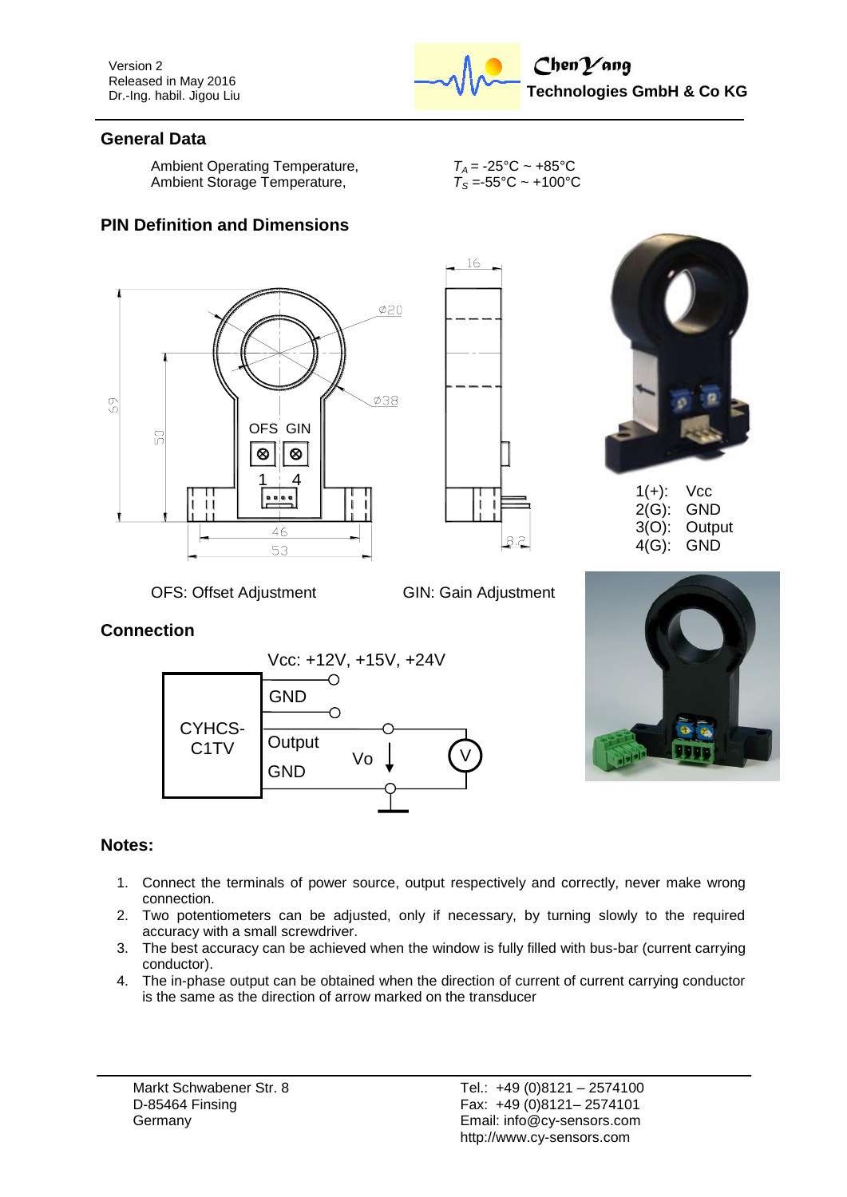## General Data

Ambient Operating Temperature, $T_A$ = -25°C ~ +85°C
Ambient Storage Temperature, $T_S$ =-55°C ~ +100°C

## PIN Definition and Dimensions

Ø20
Ø38
69
50
OFS GIN
1 4
46
53
16
8.2

1(+): Vcc
2(G): GND
3(O): Output
4(G): GND

OFS: Offset Adjustment

GIN: Gain Adjustment

## Connection

Vcc: +12V, +15V, +24V
GND
CYHCS-C1TV
Output
Vo
V
GND

## Notes:

1. Connect the terminals of power source, output respectively and correctly, never make wrong connection.
2. Two potentiometers can be adjusted, only if necessary, by turning slowly to the required accuracy with a small screwdriver.
3. The best accuracy can be achieved when the window is fully filled with bus-bar (current carrying conductor).
4. The in-phase output can be obtained when the direction of current of current carrying conductor is the same as the direction of arrow marked on the transducer